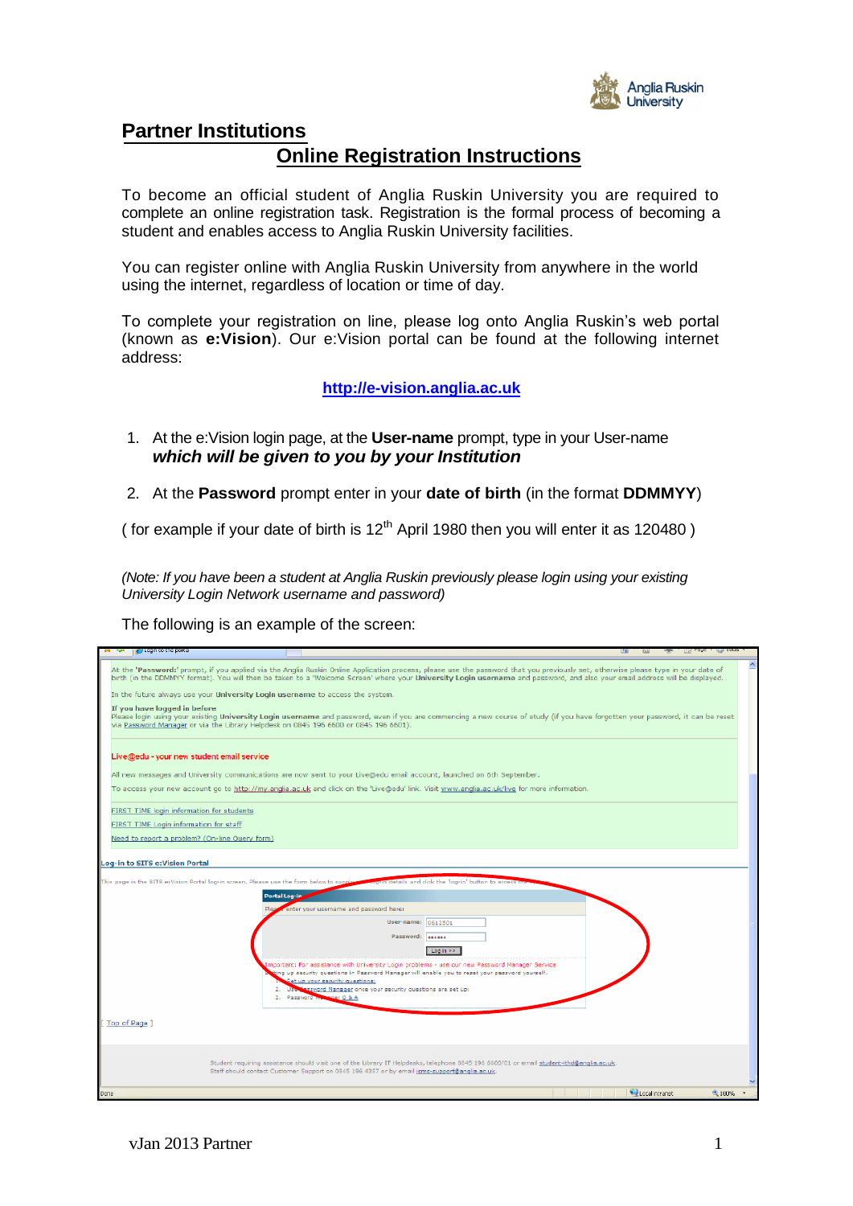# Partner Institutions

## Online Registration Instructions

To become an official student of Anglia Ruskin University you are required to complete an online registration task. Registration is the formal process of becoming a student and enables access to Anglia Ruskin University facilities.

You can register online with Anglia Ruskin University from anywhere in the world using the internet, regardless of location or time of day.

To complete your registration on line, please log onto Anglia Ruskin's web portal (known as **e:Vision**). Our e:Vision portal can be found at the following internet address:

**http://e-vision.anglia.ac.uk**

1. At the e:Vision login page, at the **User-name** prompt, type in your User-name ***which will be given to you by your Institution***
2. At the **Password** prompt enter in your **date of birth** (in the format **DDMMYY**)

( for example if your date of birth is 12th April 1980 then you will enter it as 120480 )

*(Note: If you have been a student at Anglia Ruskin previously please login using your existing University Login Network username and password)*

The following is an example of the screen: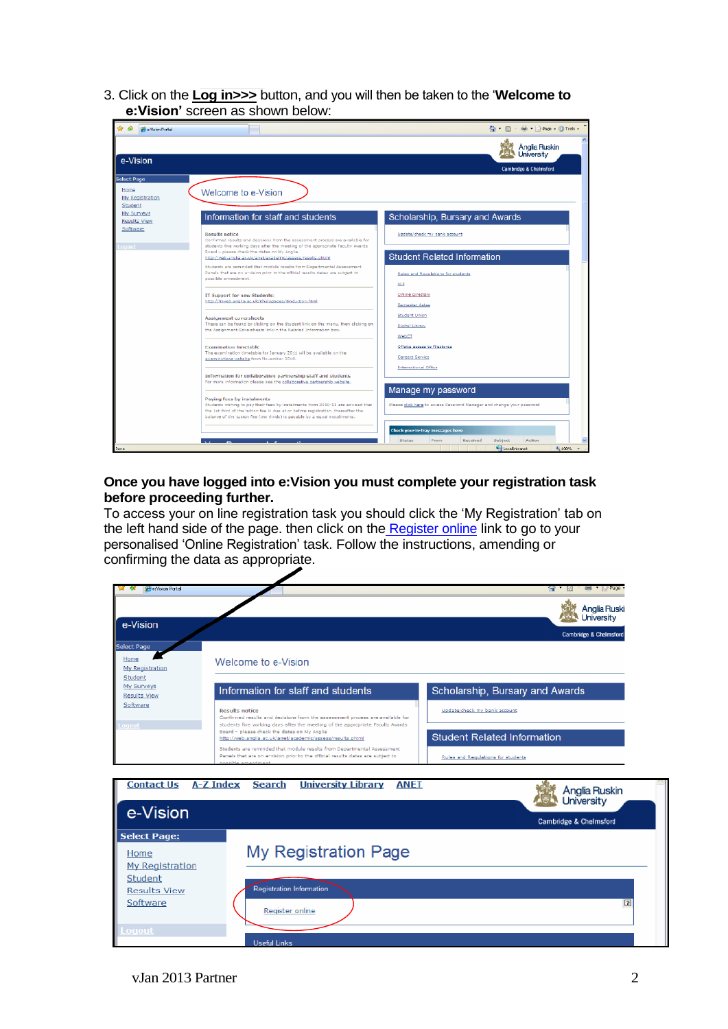3. Click on the **Log in>>>** button, and you will then be taken to the '**Welcome to e:Vision'** screen as shown below:

**Once you have logged into e:Vision you must complete your registration task before proceeding further.**

To access your on line registration task you should click the 'My Registration' tab on the left hand side of the page. then click on the Register online link to go to your personalised 'Online Registration' task. Follow the instructions, amending or confirming the data as appropriate.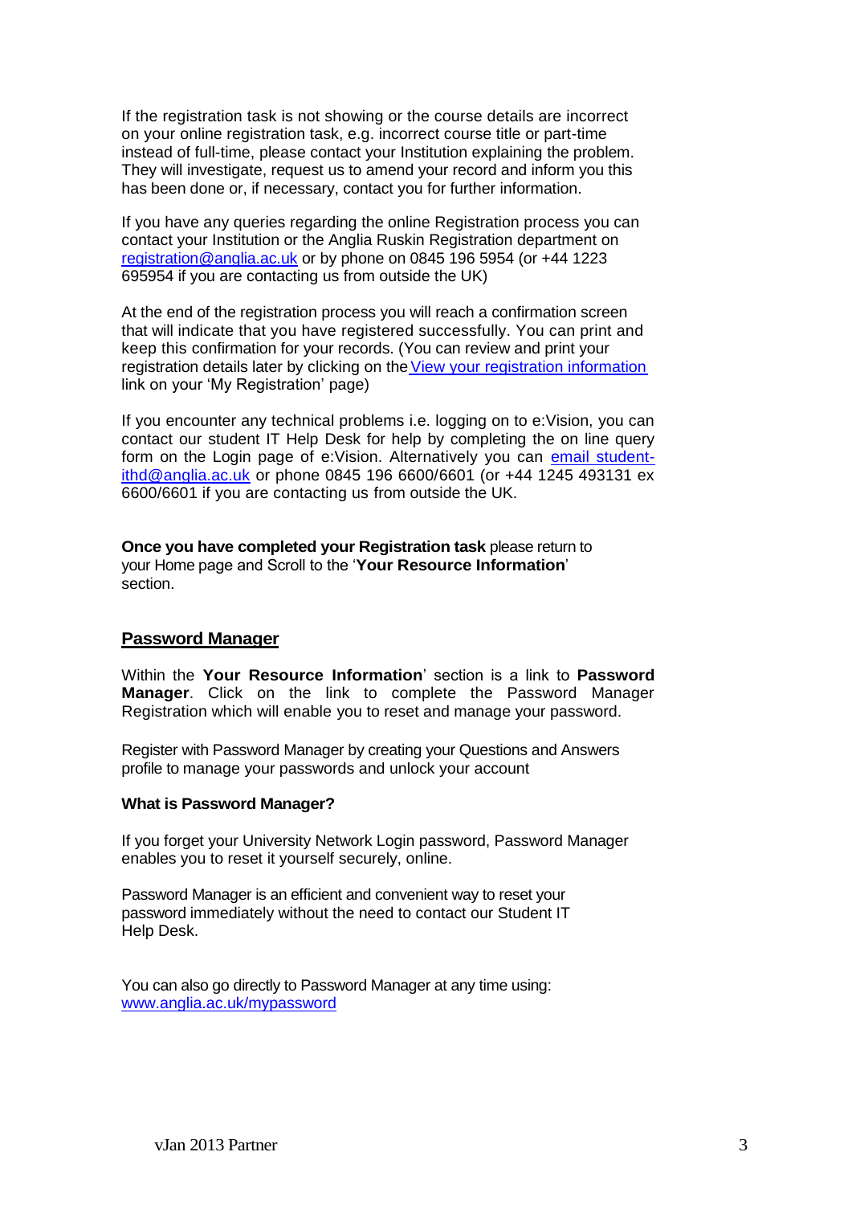If the registration task is not showing or the course details are incorrect on your online registration task, e.g. incorrect course title or part-time instead of full-time, please contact your Institution explaining the problem. They will investigate, request us to amend your record and inform you this has been done or, if necessary, contact you for further information.

If you have any queries regarding the online Registration process you can contact your Institution or the Anglia Ruskin Registration department on registration@anglia.ac.uk or by phone on 0845 196 5954 (or +44 1223 695954 if you are contacting us from outside the UK)

At the end of the registration process you will reach a confirmation screen that will indicate that you have registered successfully. You can print and keep this confirmation for your records. (You can review and print your registration details later by clicking on the View your registration information link on your 'My Registration' page)

If you encounter any technical problems i.e. logging on to e:Vision, you can contact our student IT Help Desk for help by completing the on line query form on the Login page of e:Vision. Alternatively you can email student-ithd@anglia.ac.uk or phone 0845 196 6600/6601 (or +44 1245 493131 ex 6600/6601 if you are contacting us from outside the UK.

**Once you have completed your Registration task** please return to your Home page and Scroll to the '**Your Resource Information**' section.

## Password Manager

Within the **Your Resource Information**' section is a link to **Password Manager**. Click on the link to complete the Password Manager Registration which will enable you to reset and manage your password.

Register with Password Manager by creating your Questions and Answers profile to manage your passwords and unlock your account

**What is Password Manager?**

If you forget your University Network Login password, Password Manager enables you to reset it yourself securely, online.

Password Manager is an efficient and convenient way to reset your password immediately without the need to contact our Student IT Help Desk.

You can also go directly to Password Manager at any time using: www.anglia.ac.uk/mypassword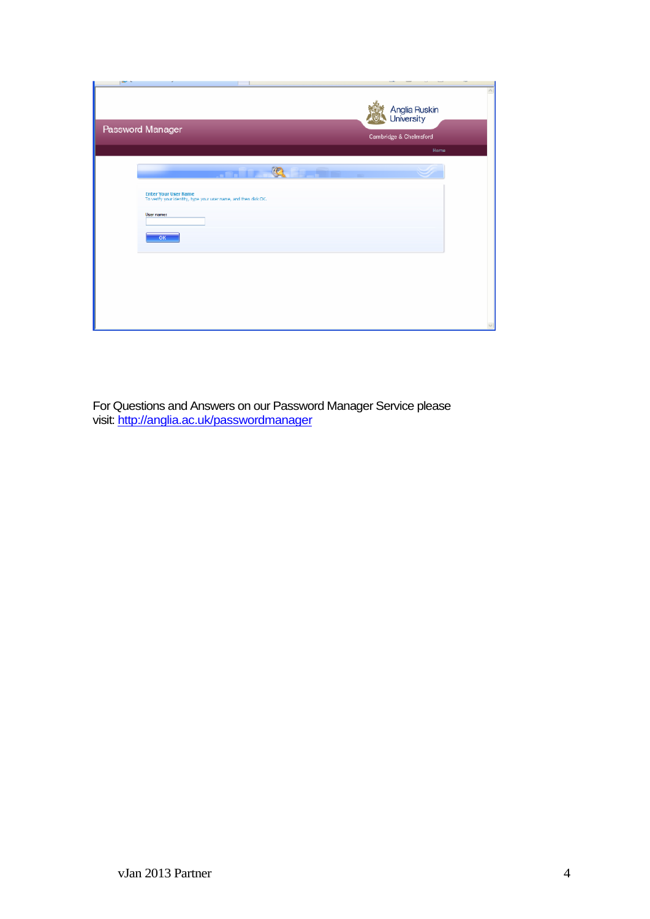For Questions and Answers on our Password Manager Service please visit: http://anglia.ac.uk/passwordmanager

vJan 2013 Partner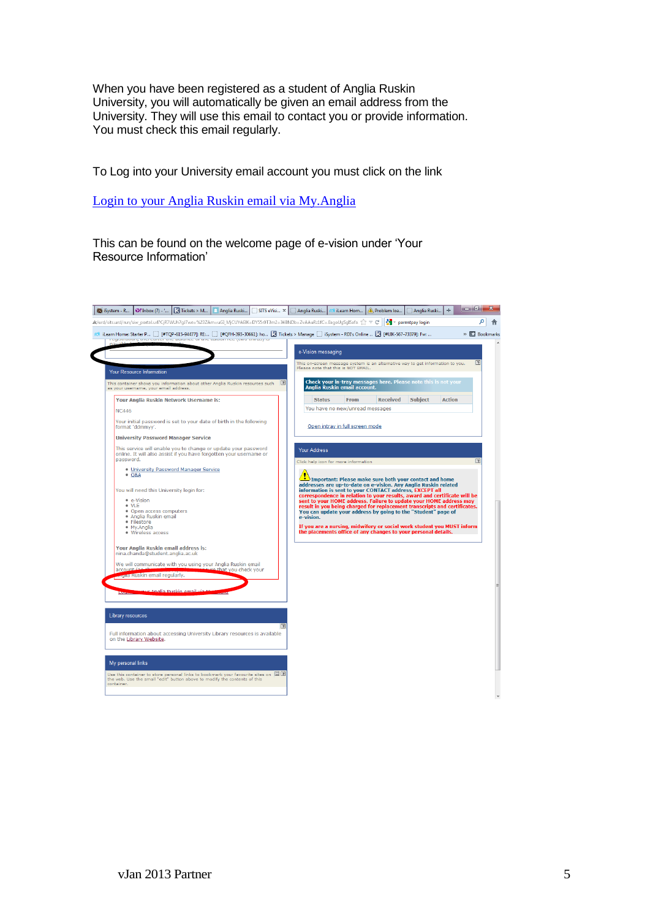When you have been registered as a student of Anglia Ruskin University, you will automatically be given an email address from the University. They will use this email to contact you or provide information. You must check this email regularly.

To Log into your University email account you must click on the link

Login to your Anglia Ruskin email via My.Anglia

This can be found on the welcome page of e-vision under 'Your Resource Information'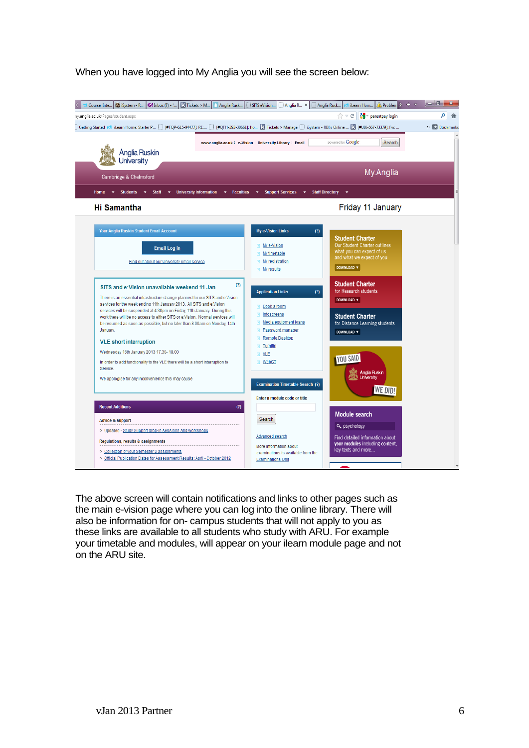When you have logged into My Anglia you will see the screen below:

The above screen will contain notifications and links to other pages such as the main e-vision page where you can log into the online library. There will also be information for on- campus students that will not apply to you as these links are available to all students who study with ARU. For example your timetable and modules, will appear on your ilearn module page and not on the ARU site.

vJan 2013 Partner